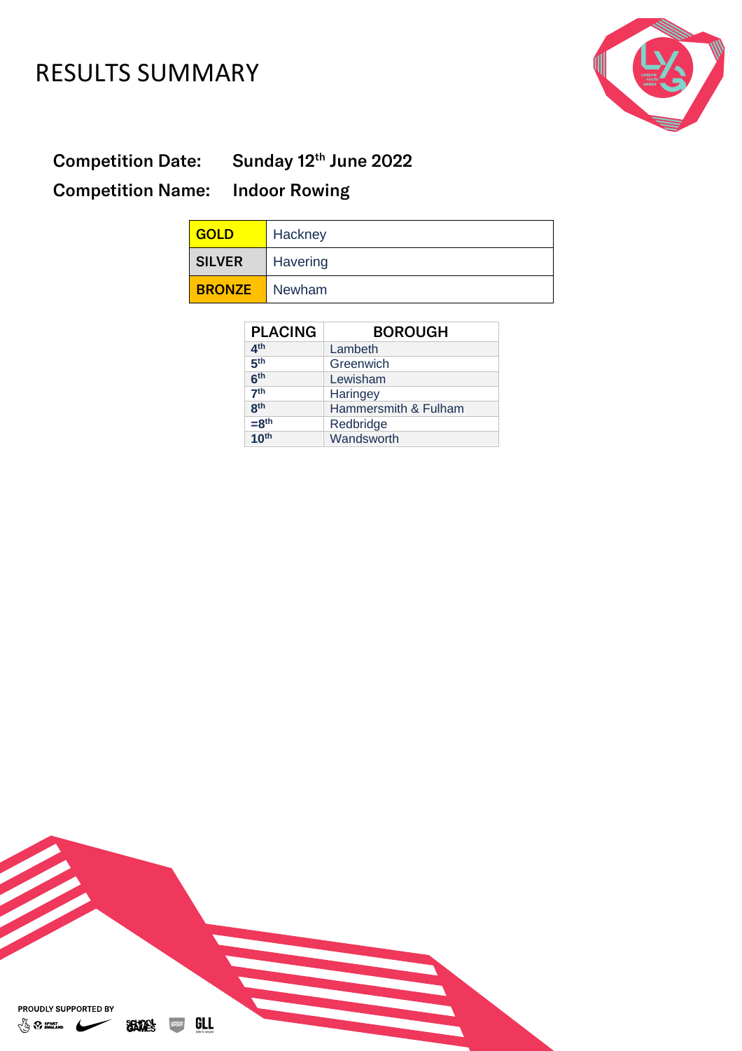# RESULTS SUMMARY

**Competition Date:** Sunday 12th June 2022

**Competition Name:** Indoor Rowing

| | |
|---|---|
| **GOLD** | Hackney |
| **SILVER** | Havering |
| **BRONZE** | Newham |

| PLACING | BOROUGH |
|---|---|
| **4th** | Lambeth |
| **5th** | Greenwich |
| **6th** | Lewisham |
| **7th** | Haringey |
| **8th** | Hammersmith & Fulham |
| **=8th** | Redbridge |
| **10th** | Wandsworth |

PROUDLY SUPPORTED BY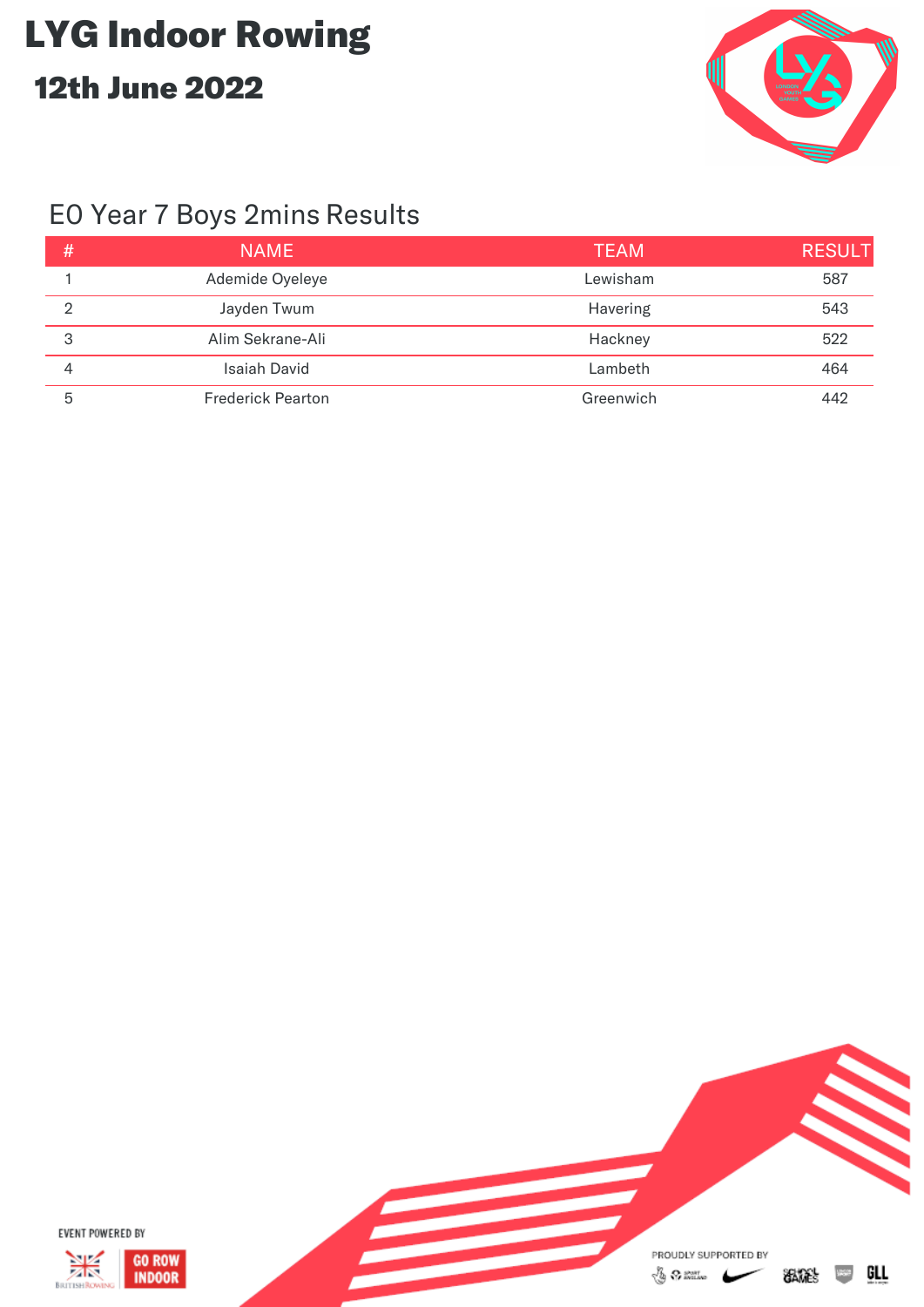# LYG Indoor Rowing

## 12th June 2022

### EO Year 7 Boys 2mins Results

| # | NAME | TEAM | RESULT |
|---|---|---|---|
| 1 | Ademide Oyeleye | Lewisham | 587 |
| 2 | Jayden Twum | Havering | 543 |
| 3 | Alim Sekrane-Ali | Hackney | 522 |
| 4 | Isaiah David | Lambeth | 464 |
| 5 | Frederick Pearton | Greenwich | 442 |

EVENT POWERED BY

PROUDLY SUPPORTED BY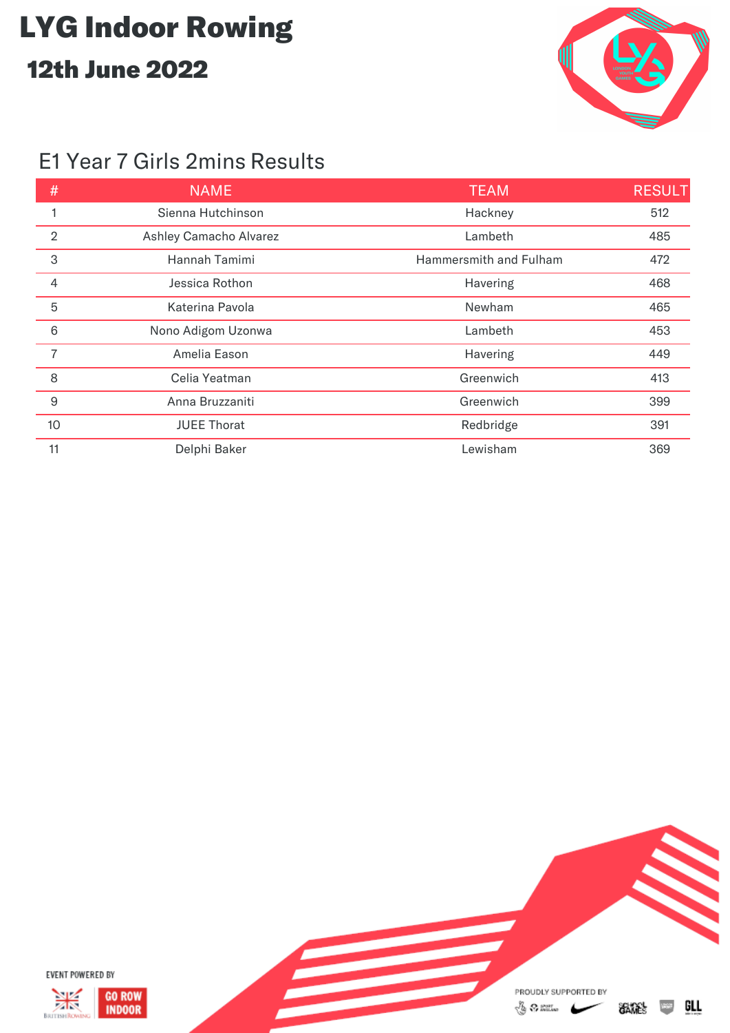# LYG Indoor Rowing

## 12th June 2022

### E1 Year 7 Girls 2mins Results

| # | NAME | TEAM | RESULT |
|---|---|---|---|
| 1 | Sienna Hutchinson | Hackney | 512 |
| 2 | Ashley Camacho Alvarez | Lambeth | 485 |
| 3 | Hannah Tamimi | Hammersmith and Fulham | 472 |
| 4 | Jessica Rothon | Havering | 468 |
| 5 | Katerina Pavola | Newham | 465 |
| 6 | Nono Adigom Uzonwa | Lambeth | 453 |
| 7 | Amelia Eason | Havering | 449 |
| 8 | Celia Yeatman | Greenwich | 413 |
| 9 | Anna Bruzzaniti | Greenwich | 399 |
| 10 | JUEE Thorat | Redbridge | 391 |
| 11 | Delphi Baker | Lewisham | 369 |

EVENT POWERED BY

PROUDLY SUPPORTED BY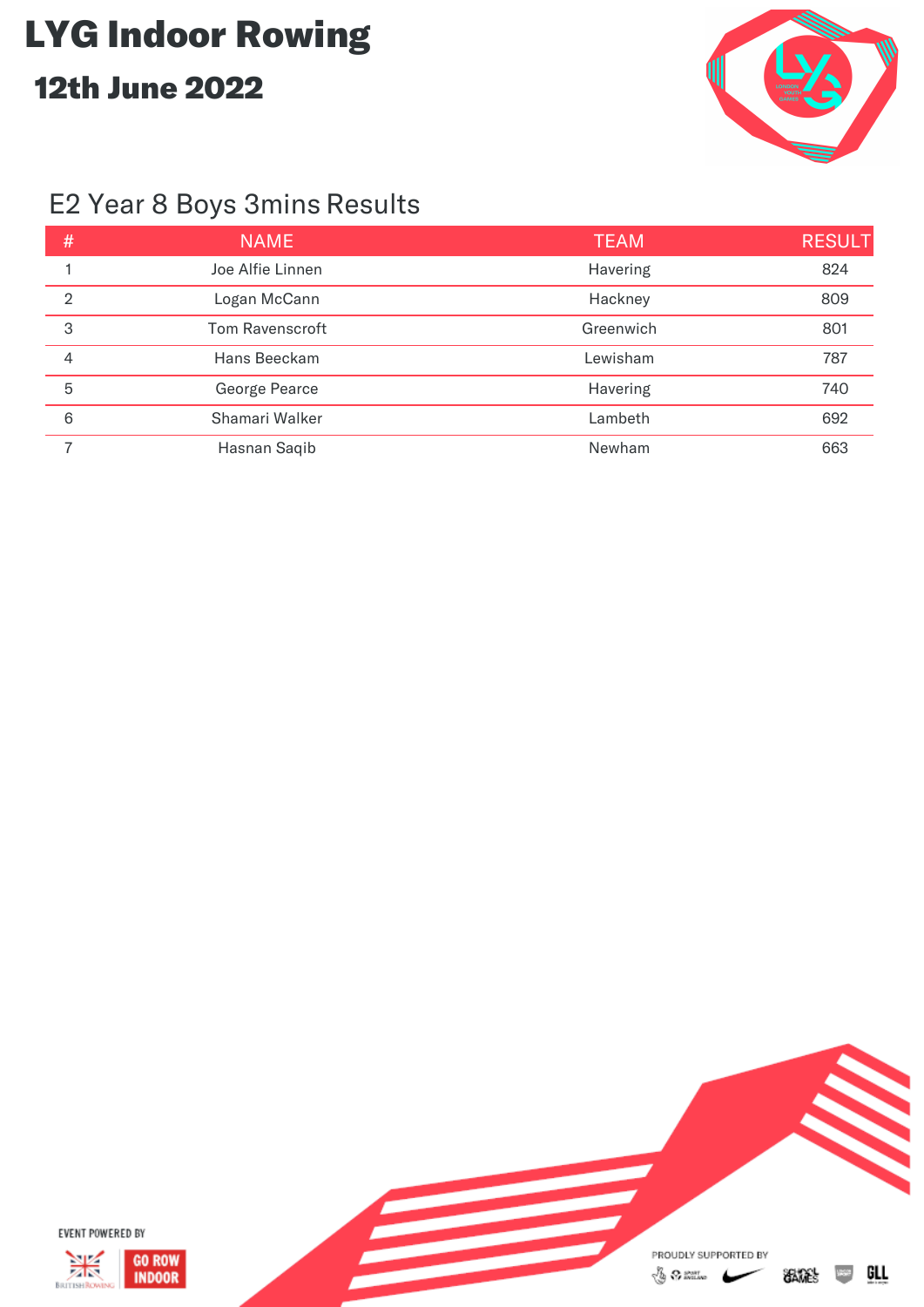# LYG Indoor Rowing

## 12th June 2022

### E2 Year 8 Boys 3mins Results

| # | NAME | TEAM | RESULT |
|---|---|---|---|
| 1 | Joe Alfie Linnen | Havering | 824 |
| 2 | Logan McCann | Hackney | 809 |
| 3 | Tom Ravenscroft | Greenwich | 801 |
| 4 | Hans Beeckam | Lewisham | 787 |
| 5 | George Pearce | Havering | 740 |
| 6 | Shamari Walker | Lambeth | 692 |
| 7 | Hasnan Saqib | Newham | 663 |

EVENT POWERED BY

PROUDLY SUPPORTED BY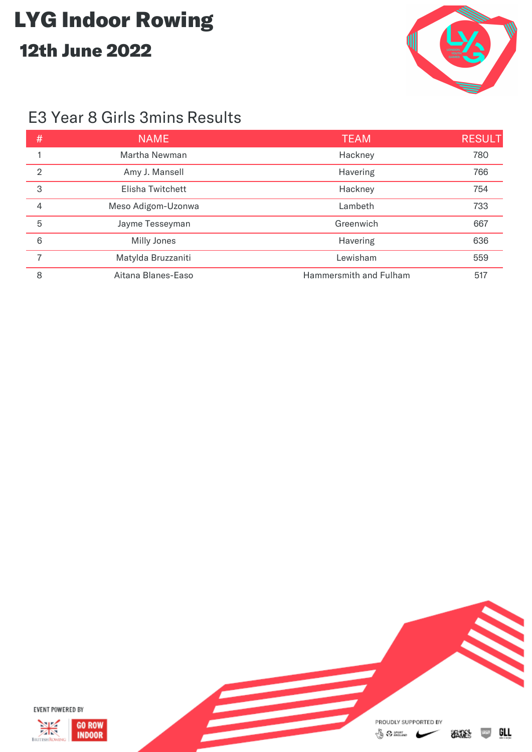# LYG Indoor Rowing

## 12th June 2022

### E3 Year 8 Girls 3mins Results

| # | NAME | TEAM | RESULT |
|---|---|---|---|
| 1 | Martha Newman | Hackney | 780 |
| 2 | Amy J. Mansell | Havering | 766 |
| 3 | Elisha Twitchett | Hackney | 754 |
| 4 | Meso Adigom-Uzonwa | Lambeth | 733 |
| 5 | Jayme Tesseyman | Greenwich | 667 |
| 6 | Milly Jones | Havering | 636 |
| 7 | Matylda Bruzzaniti | Lewisham | 559 |
| 8 | Aitana Blanes-Easo | Hammersmith and Fulham | 517 |

EVENT POWERED BY

PROUDLY SUPPORTED BY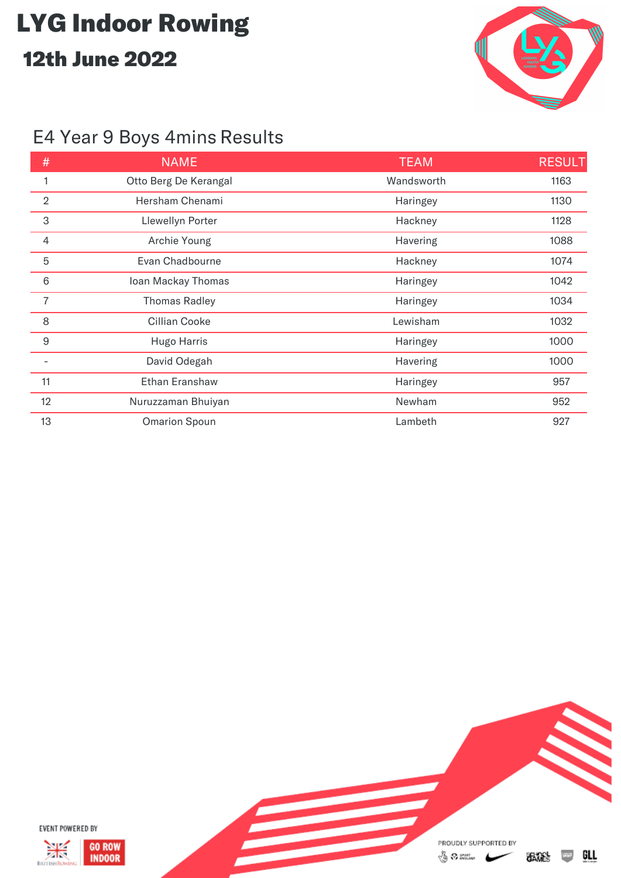# LYG Indoor Rowing

## 12th June 2022

### E4 Year 9 Boys 4mins Results

| # | NAME | TEAM | RESULT |
|---|---|---|---|
| 1 | Otto Berg De Kerangal | Wandsworth | 1163 |
| 2 | Hersham Chenami | Haringey | 1130 |
| 3 | Llewellyn Porter | Hackney | 1128 |
| 4 | Archie Young | Havering | 1088 |
| 5 | Evan Chadbourne | Hackney | 1074 |
| 6 | Ioan Mackay Thomas | Haringey | 1042 |
| 7 | Thomas Radley | Haringey | 1034 |
| 8 | Cillian Cooke | Lewisham | 1032 |
| 9 | Hugo Harris | Haringey | 1000 |
| - | David Odegah | Havering | 1000 |
| 11 | Ethan Eranshaw | Haringey | 957 |
| 12 | Nuruzzaman Bhuiyan | Newham | 952 |
| 13 | Omarion Spoun | Lambeth | 927 |

EVENT POWERED BY

GO ROW INDOOR

PROUDLY SUPPORTED BY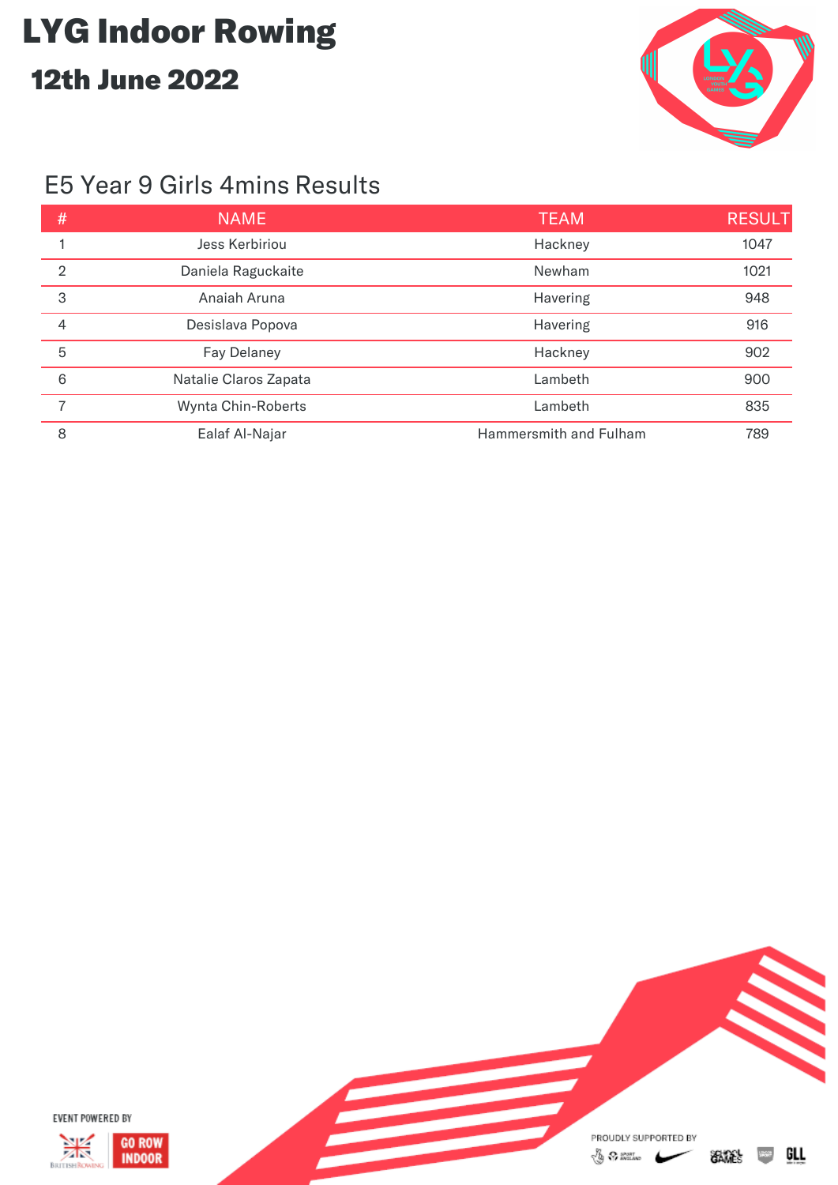# LYG Indoor Rowing

## 12th June 2022

### E5 Year 9 Girls 4mins Results

| # | NAME | TEAM | RESULT |
|---|---|---|---|
| 1 | Jess Kerbiriou | Hackney | 1047 |
| 2 | Daniela Raguckaite | Newham | 1021 |
| 3 | Anaiah Aruna | Havering | 948 |
| 4 | Desislava Popova | Havering | 916 |
| 5 | Fay Delaney | Hackney | 902 |
| 6 | Natalie Claros Zapata | Lambeth | 900 |
| 7 | Wynta Chin-Roberts | Lambeth | 835 |
| 8 | Ealaf Al-Najar | Hammersmith and Fulham | 789 |

EVENT POWERED BY

GO ROW INDOOR

PROUDLY SUPPORTED BY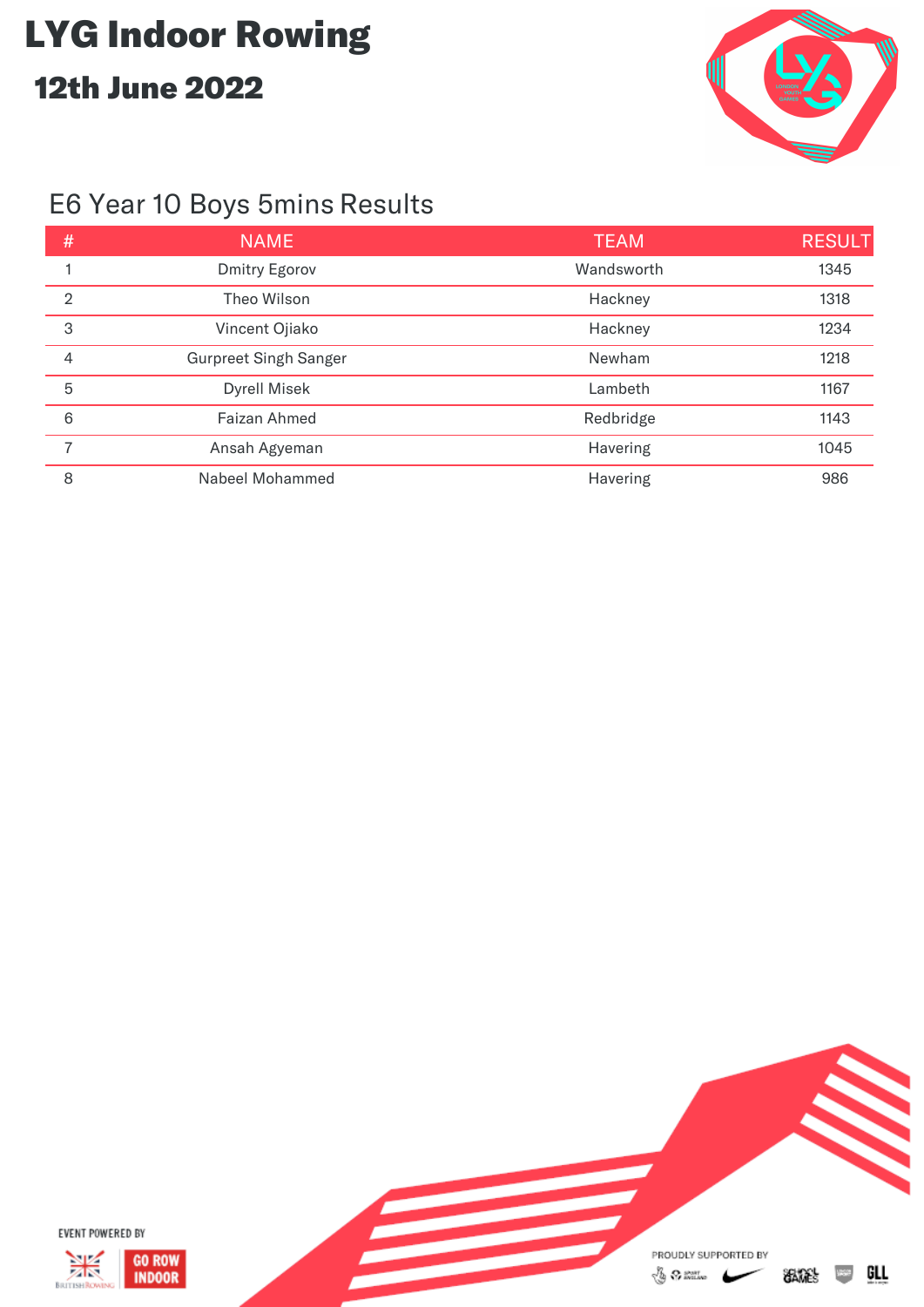# LYG Indoor Rowing

## 12th June 2022

### E6 Year 10 Boys 5mins Results

| # | NAME | TEAM | RESULT |
|---|---|---|---|
| 1 | Dmitry Egorov | Wandsworth | 1345 |
| 2 | Theo Wilson | Hackney | 1318 |
| 3 | Vincent Ojiako | Hackney | 1234 |
| 4 | Gurpreet Singh Sanger | Newham | 1218 |
| 5 | Dyrell Misek | Lambeth | 1167 |
| 6 | Faizan Ahmed | Redbridge | 1143 |
| 7 | Ansah Agyeman | Havering | 1045 |
| 8 | Nabeel Mohammed | Havering | 986 |

EVENT POWERED BY

PROUDLY SUPPORTED BY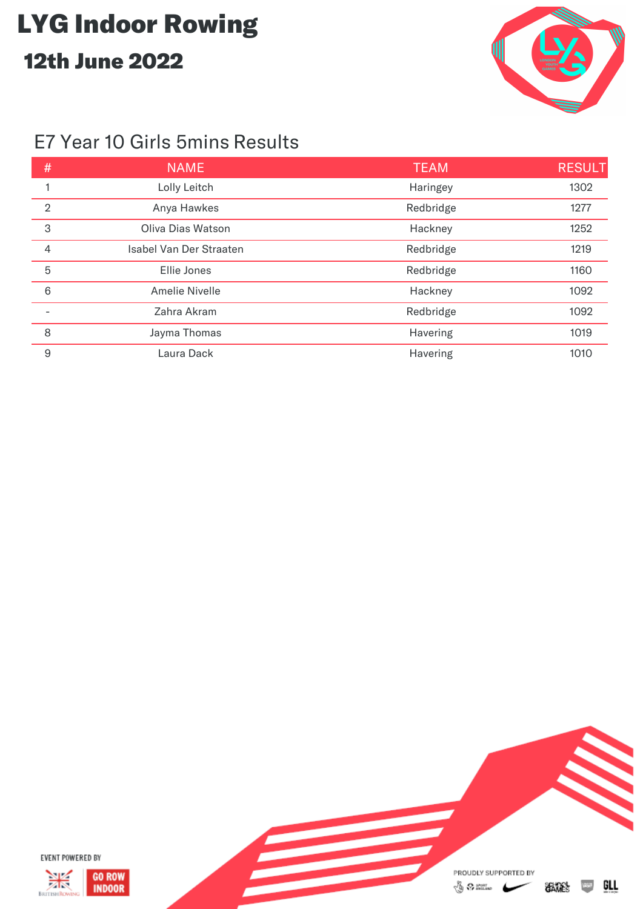# LYG Indoor Rowing

## 12th June 2022

### E7 Year 10 Girls 5mins Results

| # | NAME | TEAM | RESULT |
|---|---|---|---|
| 1 | Lolly Leitch | Haringey | 1302 |
| 2 | Anya Hawkes | Redbridge | 1277 |
| 3 | Oliva Dias Watson | Hackney | 1252 |
| 4 | Isabel Van Der Straaten | Redbridge | 1219 |
| 5 | Ellie Jones | Redbridge | 1160 |
| 6 | Amelie Nivelle | Hackney | 1092 |
| - | Zahra Akram | Redbridge | 1092 |
| 8 | Jayma Thomas | Havering | 1019 |
| 9 | Laura Dack | Havering | 1010 |

EVENT POWERED BY

GO ROW INDOOR

PROUDLY SUPPORTED BY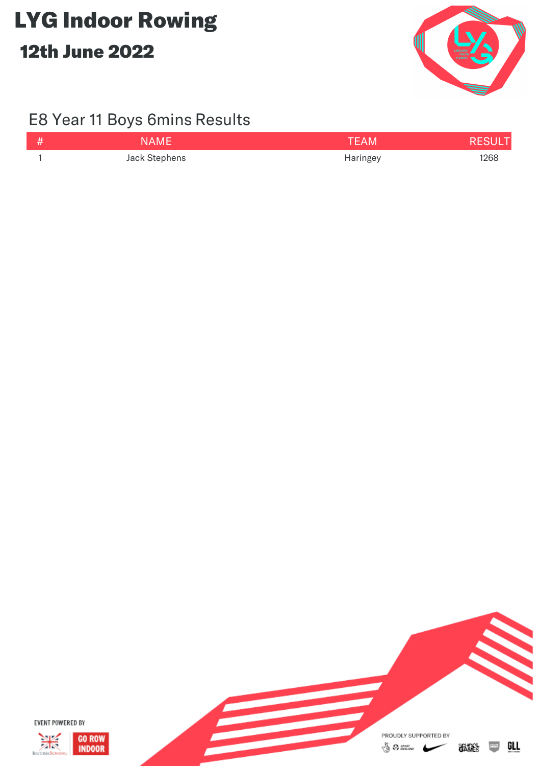# LYG Indoor Rowing

## 12th June 2022

### E8 Year 11 Boys 6mins Results

| # | NAME | TEAM | RESULT |
|---|---|---|---|
| 1 | Jack Stephens | Haringey | 1268 |

EVENT POWERED BY

GO ROW INDOOR

PROUDLY SUPPORTED BY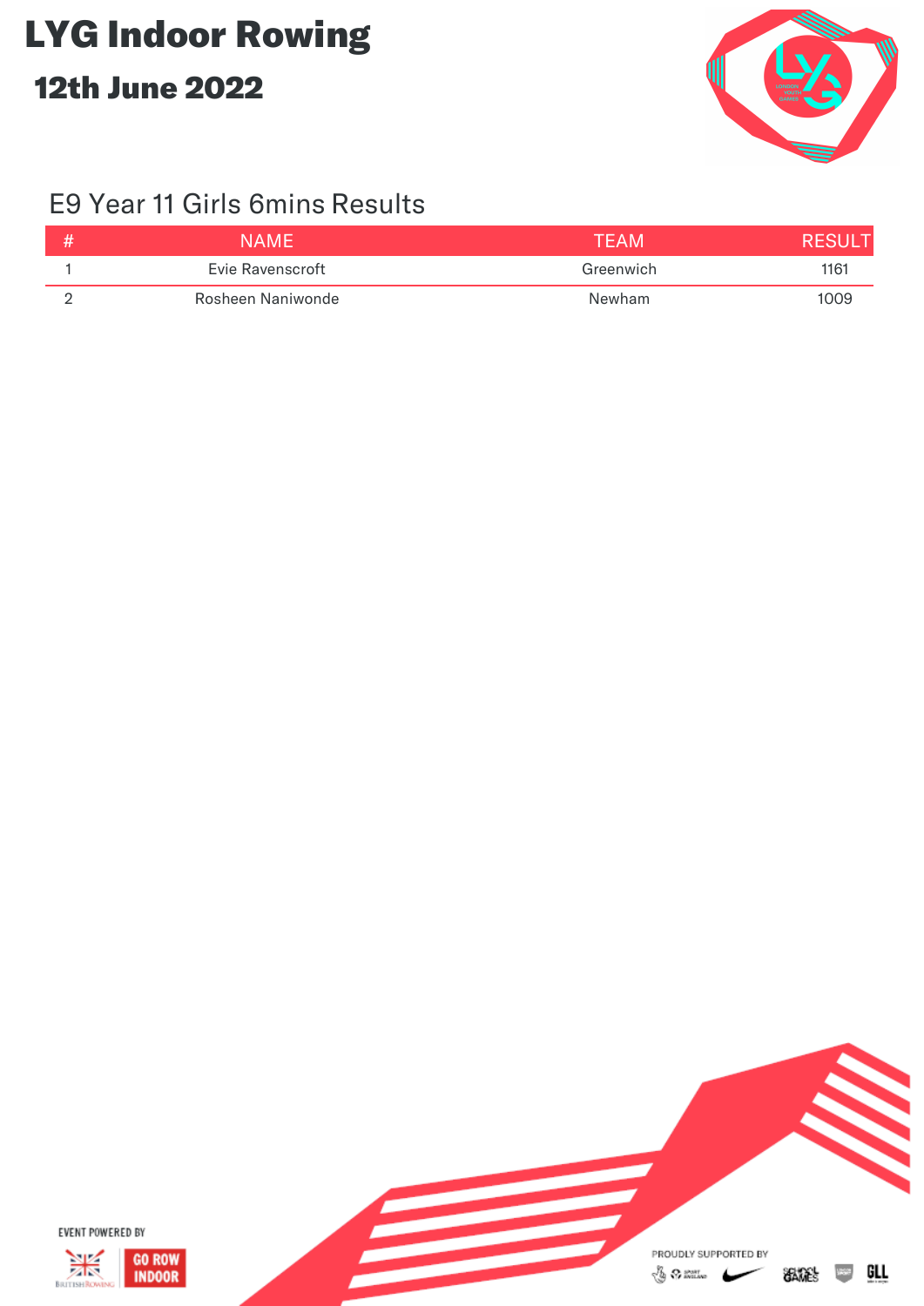# LYG Indoor Rowing

## 12th June 2022

### E9 Year 11 Girls 6mins Results

| # | NAME | TEAM | RESULT |
|---|---|---|---|
| 1 | Evie Ravenscroft | Greenwich | 1161 |
| 2 | Rosheen Naniwonde | Newham | 1009 |

EVENT POWERED BY

PROUDLY SUPPORTED BY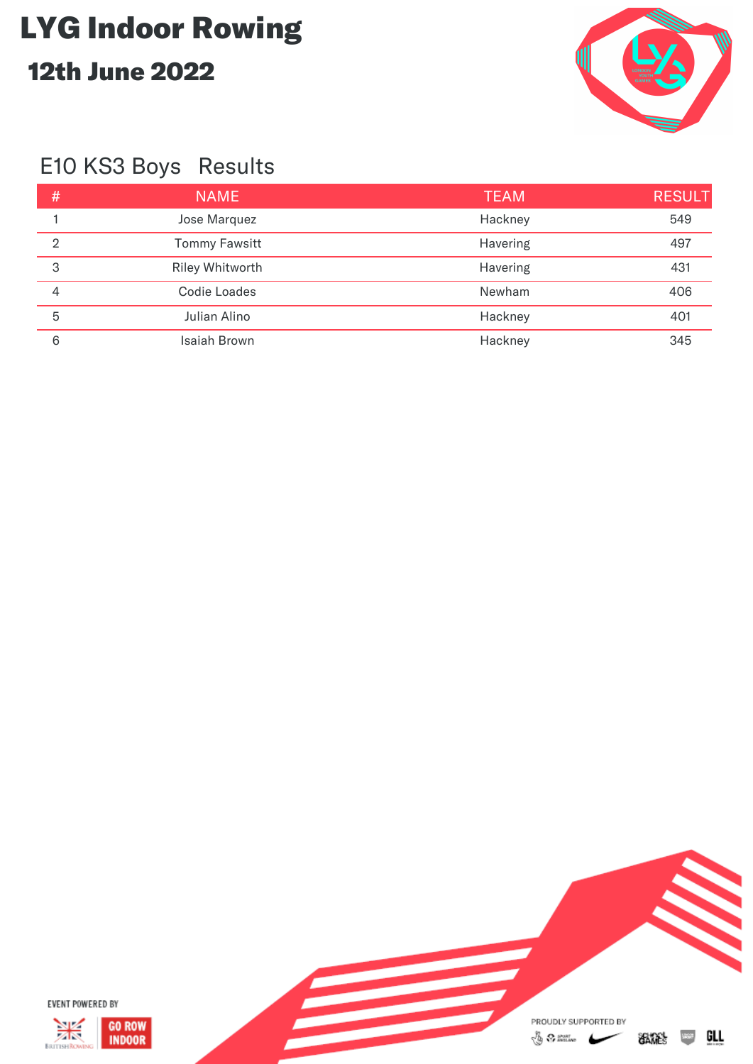# LYG Indoor Rowing

## 12th June 2022

### E10 KS3 Boys Results

| # | NAME | TEAM | RESULT |
|---|---|---|---|
| 1 | Jose Marquez | Hackney | 549 |
| 2 | Tommy Fawsitt | Havering | 497 |
| 3 | Riley Whitworth | Havering | 431 |
| 4 | Codie Loades | Newham | 406 |
| 5 | Julian Alino | Hackney | 401 |
| 6 | Isaiah Brown | Hackney | 345 |

EVENT POWERED BY

PROUDLY SUPPORTED BY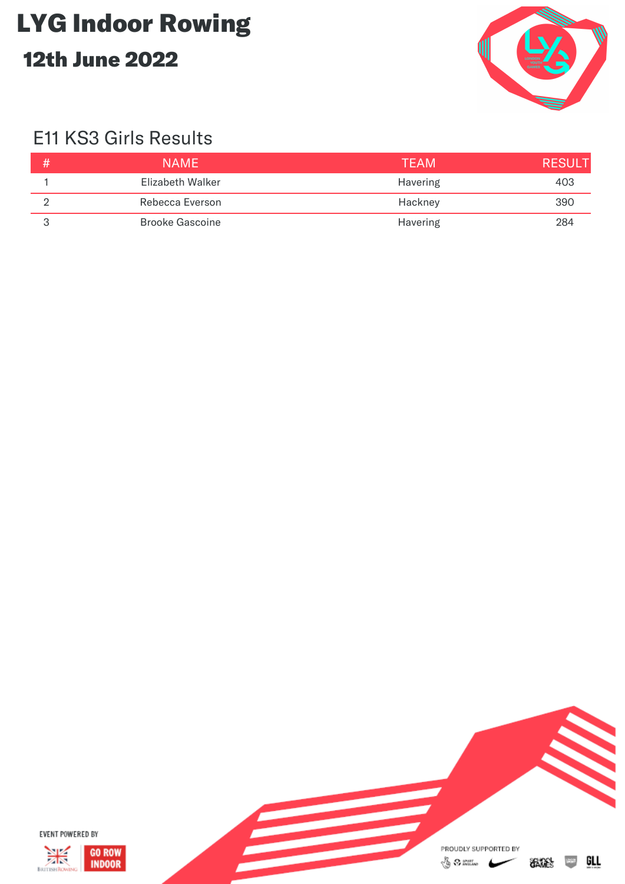# LYG Indoor Rowing

## 12th June 2022

### E11 KS3 Girls Results

| # | NAME | TEAM | RESULT |
|---|---|---|---|
| 1 | Elizabeth Walker | Havering | 403 |
| 2 | Rebecca Everson | Hackney | 390 |
| 3 | Brooke Gascoine | Havering | 284 |

EVENT POWERED BY

PROUDLY SUPPORTED BY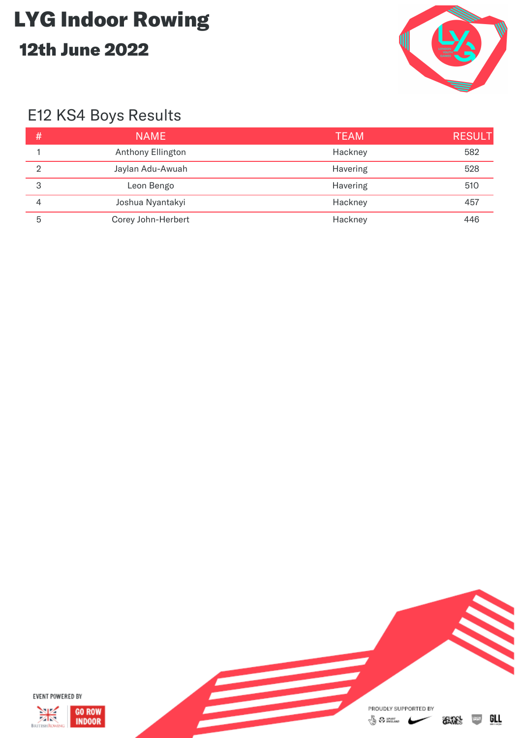# LYG Indoor Rowing

## 12th June 2022

### E12 KS4 Boys Results

| # | NAME | TEAM | RESULT |
|---|---|---|---|
| 1 | Anthony Ellington | Hackney | 582 |
| 2 | Jaylan Adu-Awuah | Havering | 528 |
| 3 | Leon Bengo | Havering | 510 |
| 4 | Joshua Nyantakyi | Hackney | 457 |
| 5 | Corey John-Herbert | Hackney | 446 |

EVENT POWERED BY

PROUDLY SUPPORTED BY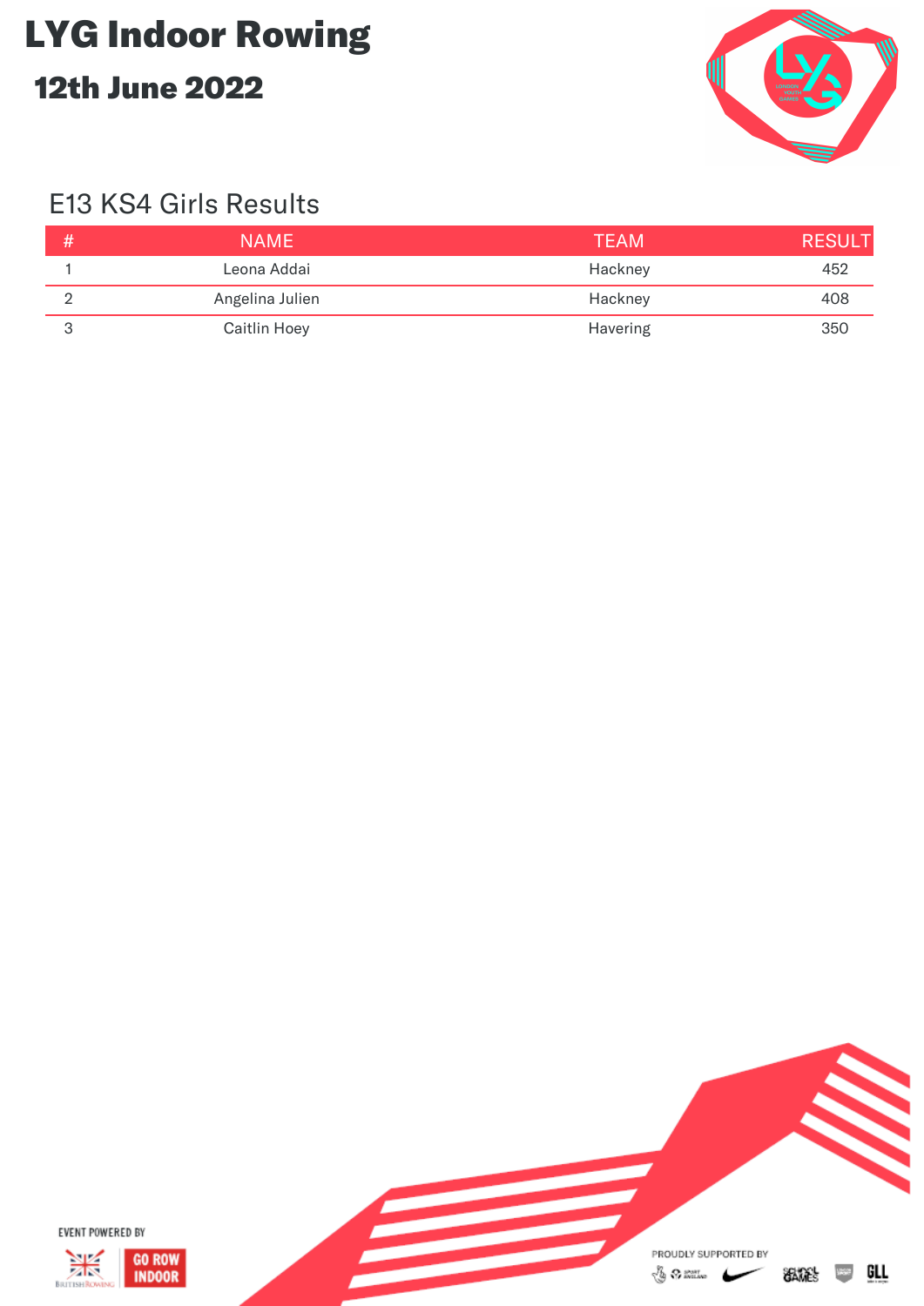# LYG Indoor Rowing

## 12th June 2022

### E13 KS4 Girls Results

| # | NAME | TEAM | RESULT |
|---|---|---|---|
| 1 | Leona Addai | Hackney | 452 |
| 2 | Angelina Julien | Hackney | 408 |
| 3 | Caitlin Hoey | Havering | 350 |

EVENT POWERED BY

PROUDLY SUPPORTED BY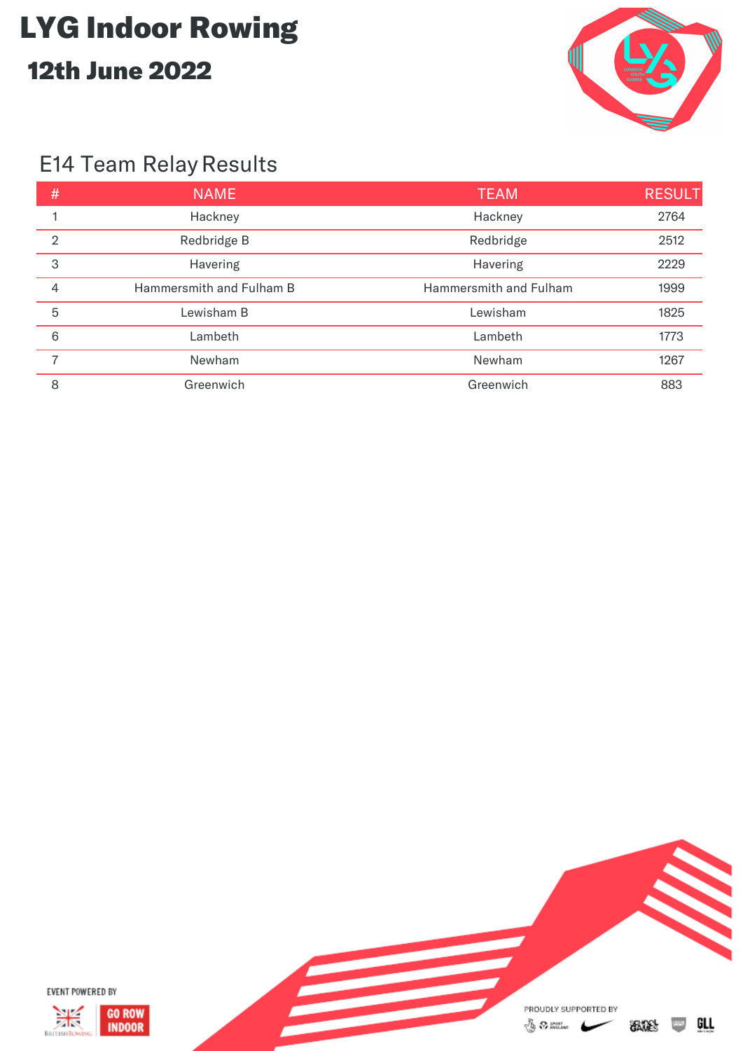# LYG Indoor Rowing

## 12th June 2022

### E14 Team Relay Results

| # | NAME | TEAM | RESULT |
|---|---|---|---|
| 1 | Hackney | Hackney | 2764 |
| 2 | Redbridge B | Redbridge | 2512 |
| 3 | Havering | Havering | 2229 |
| 4 | Hammersmith and Fulham B | Hammersmith and Fulham | 1999 |
| 5 | Lewisham B | Lewisham | 1825 |
| 6 | Lambeth | Lambeth | 1773 |
| 7 | Newham | Newham | 1267 |
| 8 | Greenwich | Greenwich | 883 |

EVENT POWERED BY

PROUDLY SUPPORTED BY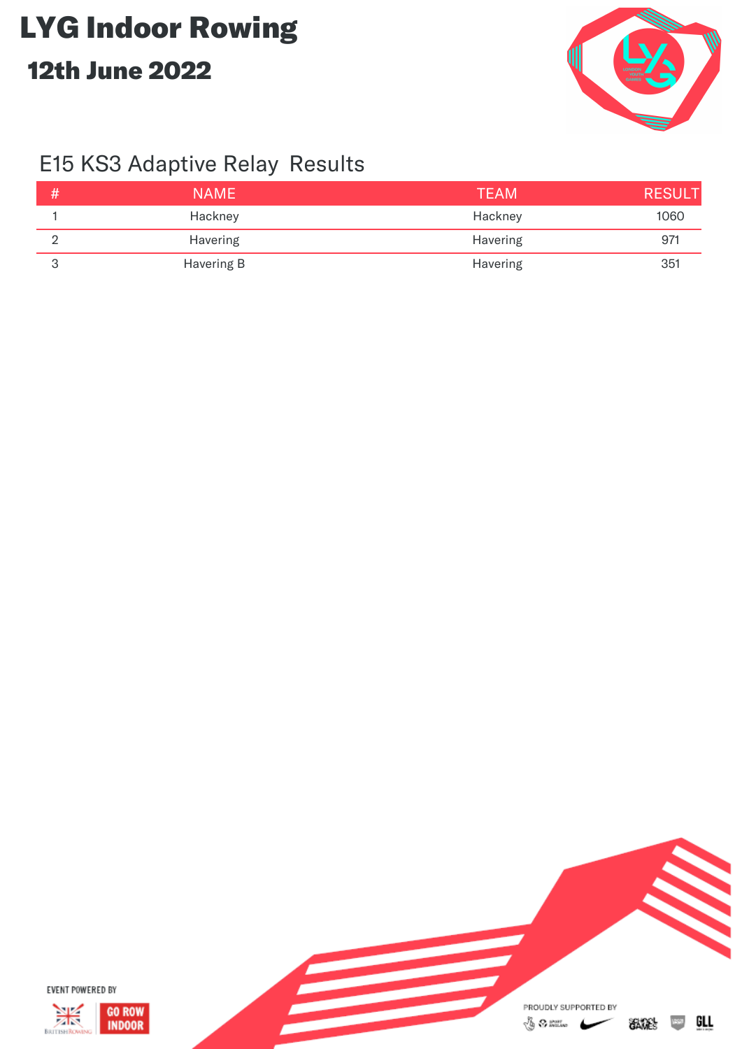# LYG Indoor Rowing

## 12th June 2022

### E15 KS3 Adaptive Relay Results

| # | NAME | TEAM | RESULT |
|---|---|---|---|
| 1 | Hackney | Hackney | 1060 |
| 2 | Havering | Havering | 971 |
| 3 | Havering B | Havering | 351 |

EVENT POWERED BY

GO ROW INDOOR

PROUDLY SUPPORTED BY